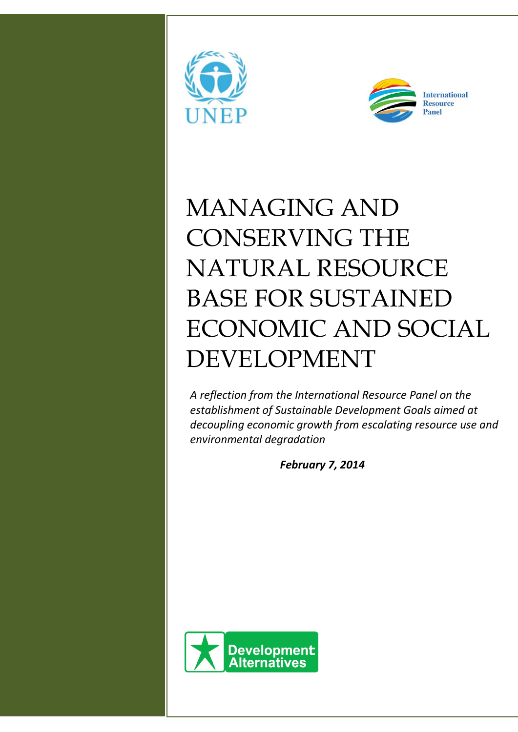UNEP

International Resource Panel

# MANAGING AND CONSERVING THE NATURAL RESOURCE BASE FOR SUSTAINED ECONOMIC AND SOCIAL DEVELOPMENT

*A reflection from the International Resource Panel on the establishment of Sustainable Development Goals aimed at decoupling economic growth from escalating resource use and environmental degradation*

***February 7, 2014***

Development Alternatives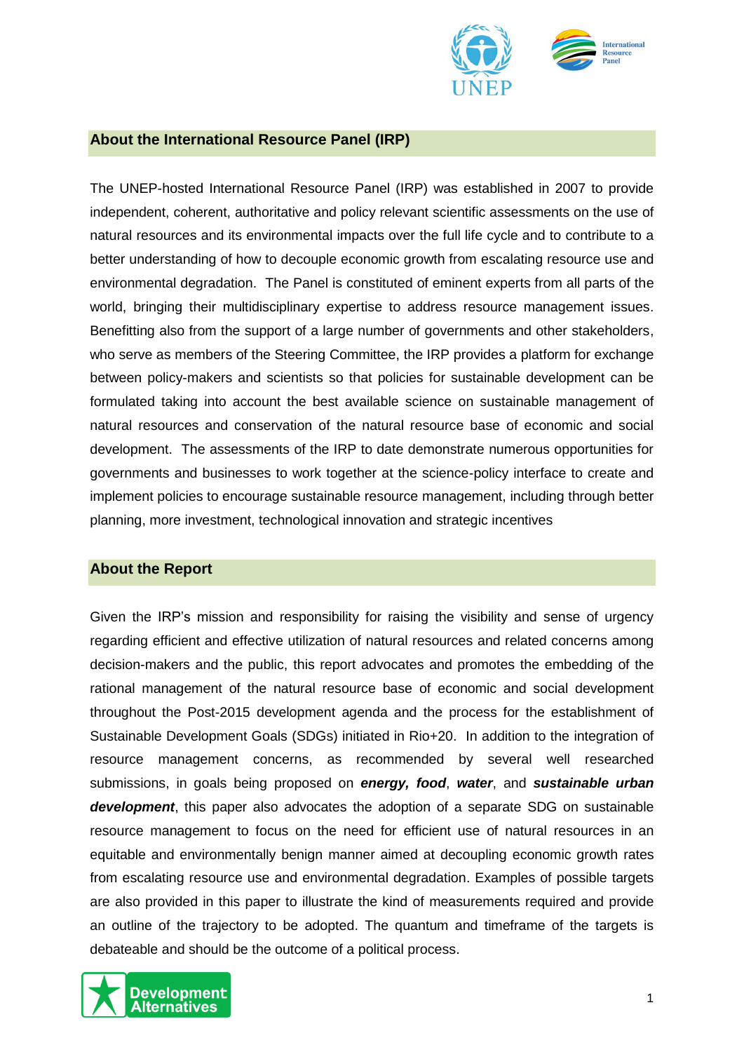## About the International Resource Panel (IRP)

The UNEP-hosted International Resource Panel (IRP) was established in 2007 to provide independent, coherent, authoritative and policy relevant scientific assessments on the use of natural resources and its environmental impacts over the full life cycle and to contribute to a better understanding of how to decouple economic growth from escalating resource use and environmental degradation. The Panel is constituted of eminent experts from all parts of the world, bringing their multidisciplinary expertise to address resource management issues. Benefitting also from the support of a large number of governments and other stakeholders, who serve as members of the Steering Committee, the IRP provides a platform for exchange between policy-makers and scientists so that policies for sustainable development can be formulated taking into account the best available science on sustainable management of natural resources and conservation of the natural resource base of economic and social development. The assessments of the IRP to date demonstrate numerous opportunities for governments and businesses to work together at the science-policy interface to create and implement policies to encourage sustainable resource management, including through better planning, more investment, technological innovation and strategic incentives

## About the Report

Given the IRP's mission and responsibility for raising the visibility and sense of urgency regarding efficient and effective utilization of natural resources and related concerns among decision-makers and the public, this report advocates and promotes the embedding of the rational management of the natural resource base of economic and social development throughout the Post-2015 development agenda and the process for the establishment of Sustainable Development Goals (SDGs) initiated in Rio+20. In addition to the integration of resource management concerns, as recommended by several well researched submissions, in goals being proposed on ***energy, food***, ***water***, and ***sustainable urban development***, this paper also advocates the adoption of a separate SDG on sustainable resource management to focus on the need for efficient use of natural resources in an equitable and environmentally benign manner aimed at decoupling economic growth rates from escalating resource use and environmental degradation. Examples of possible targets are also provided in this paper to illustrate the kind of measurements required and provide an outline of the trajectory to be adopted. The quantum and timeframe of the targets is debateable and should be the outcome of a political process.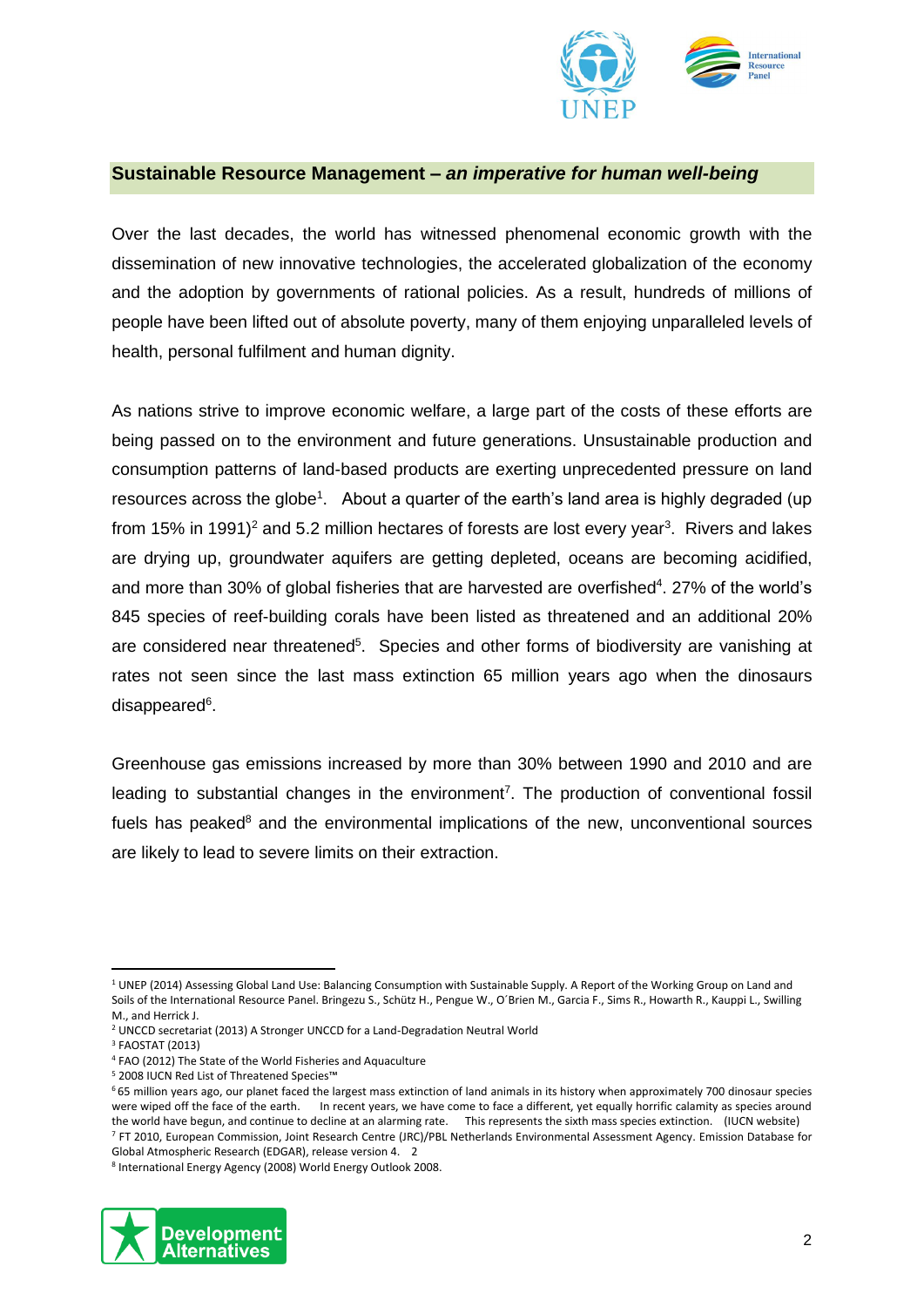## Sustainable Resource Management – *an imperative for human well-being*

Over the last decades, the world has witnessed phenomenal economic growth with the dissemination of new innovative technologies, the accelerated globalization of the economy and the adoption by governments of rational policies. As a result, hundreds of millions of people have been lifted out of absolute poverty, many of them enjoying unparalleled levels of health, personal fulfilment and human dignity.

As nations strive to improve economic welfare, a large part of the costs of these efforts are being passed on to the environment and future generations. Unsustainable production and consumption patterns of land-based products are exerting unprecedented pressure on land resources across the globe[1]. About a quarter of the earth's land area is highly degraded (up from 15% in 1991)[2] and 5.2 million hectares of forests are lost every year[3]. Rivers and lakes are drying up, groundwater aquifers are getting depleted, oceans are becoming acidified, and more than 30% of global fisheries that are harvested are overfished[4]. 27% of the world's 845 species of reef-building corals have been listed as threatened and an additional 20% are considered near threatened[5]. Species and other forms of biodiversity are vanishing at rates not seen since the last mass extinction 65 million years ago when the dinosaurs disappeared[6].

Greenhouse gas emissions increased by more than 30% between 1990 and 2010 and are leading to substantial changes in the environment[7]. The production of conventional fossil fuels has peaked[8] and the environmental implications of the new, unconventional sources are likely to lead to severe limits on their extraction.

---

[1] UNEP (2014) Assessing Global Land Use: Balancing Consumption with Sustainable Supply. A Report of the Working Group on Land and Soils of the International Resource Panel. Bringezu S., Schütz H., Pengue W., O´Brien M., Garcia F., Sims R., Howarth R., Kauppi L., Swilling M., and Herrick J.

[2] UNCCD secretariat (2013) A Stronger UNCCD for a Land-Degradation Neutral World

[3] FAOSTAT (2013)

[4] FAO (2012) The State of the World Fisheries and Aquaculture

[5] 2008 IUCN Red List of Threatened Species™

[6] 65 million years ago, our planet faced the largest mass extinction of land animals in its history when approximately 700 dinosaur species were wiped off the face of the earth. In recent years, we have come to face a different, yet equally horrific calamity as species around the world have begun, and continue to decline at an alarming rate. This represents the sixth mass species extinction. (IUCN website)

[7] FT 2010, European Commission, Joint Research Centre (JRC)/PBL Netherlands Environmental Assessment Agency. Emission Database for Global Atmospheric Research (EDGAR), release version 4. 2

[8] International Energy Agency (2008) World Energy Outlook 2008.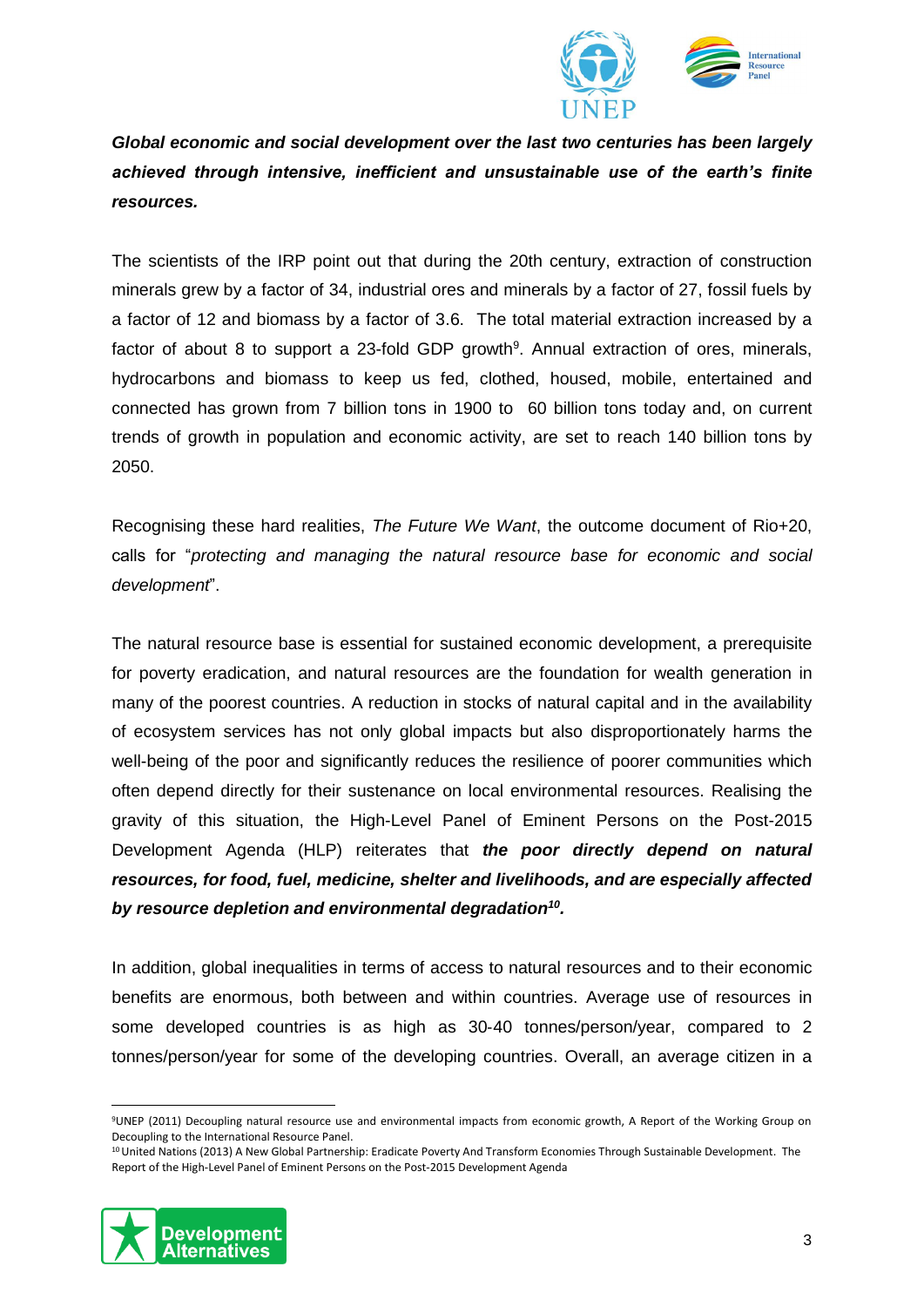***Global economic and social development over the last two centuries has been largely achieved through intensive, inefficient and unsustainable use of the earth's finite resources.***

The scientists of the IRP point out that during the 20th century, extraction of construction minerals grew by a factor of 34, industrial ores and minerals by a factor of 27, fossil fuels by a factor of 12 and biomass by a factor of 3.6. The total material extraction increased by a factor of about 8 to support a 23-fold GDP growth[9]. Annual extraction of ores, minerals, hydrocarbons and biomass to keep us fed, clothed, housed, mobile, entertained and connected has grown from 7 billion tons in 1900 to 60 billion tons today and, on current trends of growth in population and economic activity, are set to reach 140 billion tons by 2050.

Recognising these hard realities, *The Future We Want*, the outcome document of Rio+20, calls for "*protecting and managing the natural resource base for economic and social development*".

The natural resource base is essential for sustained economic development, a prerequisite for poverty eradication, and natural resources are the foundation for wealth generation in many of the poorest countries. A reduction in stocks of natural capital and in the availability of ecosystem services has not only global impacts but also disproportionately harms the well-being of the poor and significantly reduces the resilience of poorer communities which often depend directly for their sustenance on local environmental resources. Realising the gravity of this situation, the High-Level Panel of Eminent Persons on the Post-2015 Development Agenda (HLP) reiterates that ***the poor directly depend on natural resources, for food, fuel, medicine, shelter and livelihoods, and are especially affected by resource depletion and environmental degradation[10].***

In addition, global inequalities in terms of access to natural resources and to their economic benefits are enormous, both between and within countries. Average use of resources in some developed countries is as high as 30-40 tonnes/person/year, compared to 2 tonnes/person/year for some of the developing countries. Overall, an average citizen in a

---

[9] UNEP (2011) Decoupling natural resource use and environmental impacts from economic growth, A Report of the Working Group on Decoupling to the International Resource Panel.

[10] United Nations (2013) A New Global Partnership: Eradicate Poverty And Transform Economies Through Sustainable Development. The Report of the High-Level Panel of Eminent Persons on the Post-2015 Development Agenda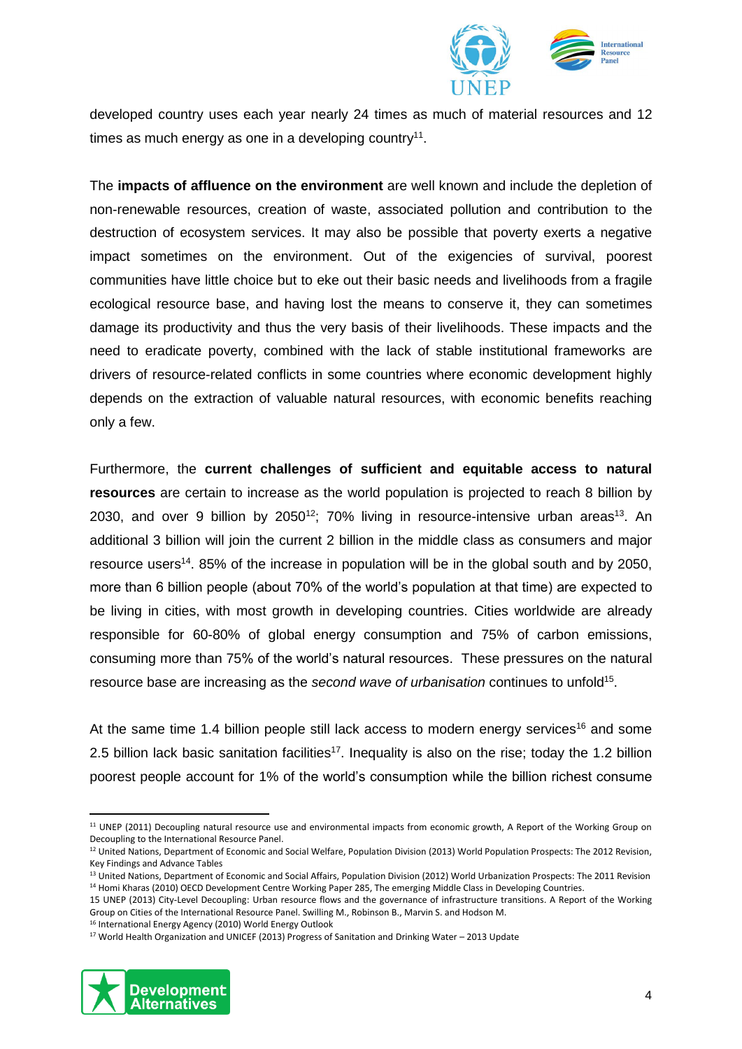developed country uses each year nearly 24 times as much of material resources and 12 times as much energy as one in a developing country[11].

The **impacts of affluence on the environment** are well known and include the depletion of non-renewable resources, creation of waste, associated pollution and contribution to the destruction of ecosystem services. It may also be possible that poverty exerts a negative impact sometimes on the environment. Out of the exigencies of survival, poorest communities have little choice but to eke out their basic needs and livelihoods from a fragile ecological resource base, and having lost the means to conserve it, they can sometimes damage its productivity and thus the very basis of their livelihoods. These impacts and the need to eradicate poverty, combined with the lack of stable institutional frameworks are drivers of resource-related conflicts in some countries where economic development highly depends on the extraction of valuable natural resources, with economic benefits reaching only a few.

Furthermore, the **current challenges of sufficient and equitable access to natural resources** are certain to increase as the world population is projected to reach 8 billion by 2030, and over 9 billion by 2050[12]; 70% living in resource-intensive urban areas[13]. An additional 3 billion will join the current 2 billion in the middle class as consumers and major resource users[14]. 85% of the increase in population will be in the global south and by 2050, more than 6 billion people (about 70% of the world's population at that time) are expected to be living in cities, with most growth in developing countries. Cities worldwide are already responsible for 60-80% of global energy consumption and 75% of carbon emissions, consuming more than 75% of the world's natural resources. These pressures on the natural resource base are increasing as the *second wave of urbanisation* continues to unfold[15].

At the same time 1.4 billion people still lack access to modern energy services[16] and some 2.5 billion lack basic sanitation facilities[17]. Inequality is also on the rise; today the 1.2 billion poorest people account for 1% of the world's consumption while the billion richest consume

---

[11] UNEP (2011) Decoupling natural resource use and environmental impacts from economic growth, A Report of the Working Group on Decoupling to the International Resource Panel.

[12] United Nations, Department of Economic and Social Welfare, Population Division (2013) World Population Prospects: The 2012 Revision, Key Findings and Advance Tables

[13] United Nations, Department of Economic and Social Affairs, Population Division (2012) World Urbanization Prospects: The 2011 Revision

[14] Homi Kharas (2010) OECD Development Centre Working Paper 285, The emerging Middle Class in Developing Countries.

15 UNEP (2013) City-Level Decoupling: Urban resource flows and the governance of infrastructure transitions. A Report of the Working Group on Cities of the International Resource Panel. Swilling M., Robinson B., Marvin S. and Hodson M.

[16] International Energy Agency (2010) World Energy Outlook

[17] World Health Organization and UNICEF (2013) Progress of Sanitation and Drinking Water – 2013 Update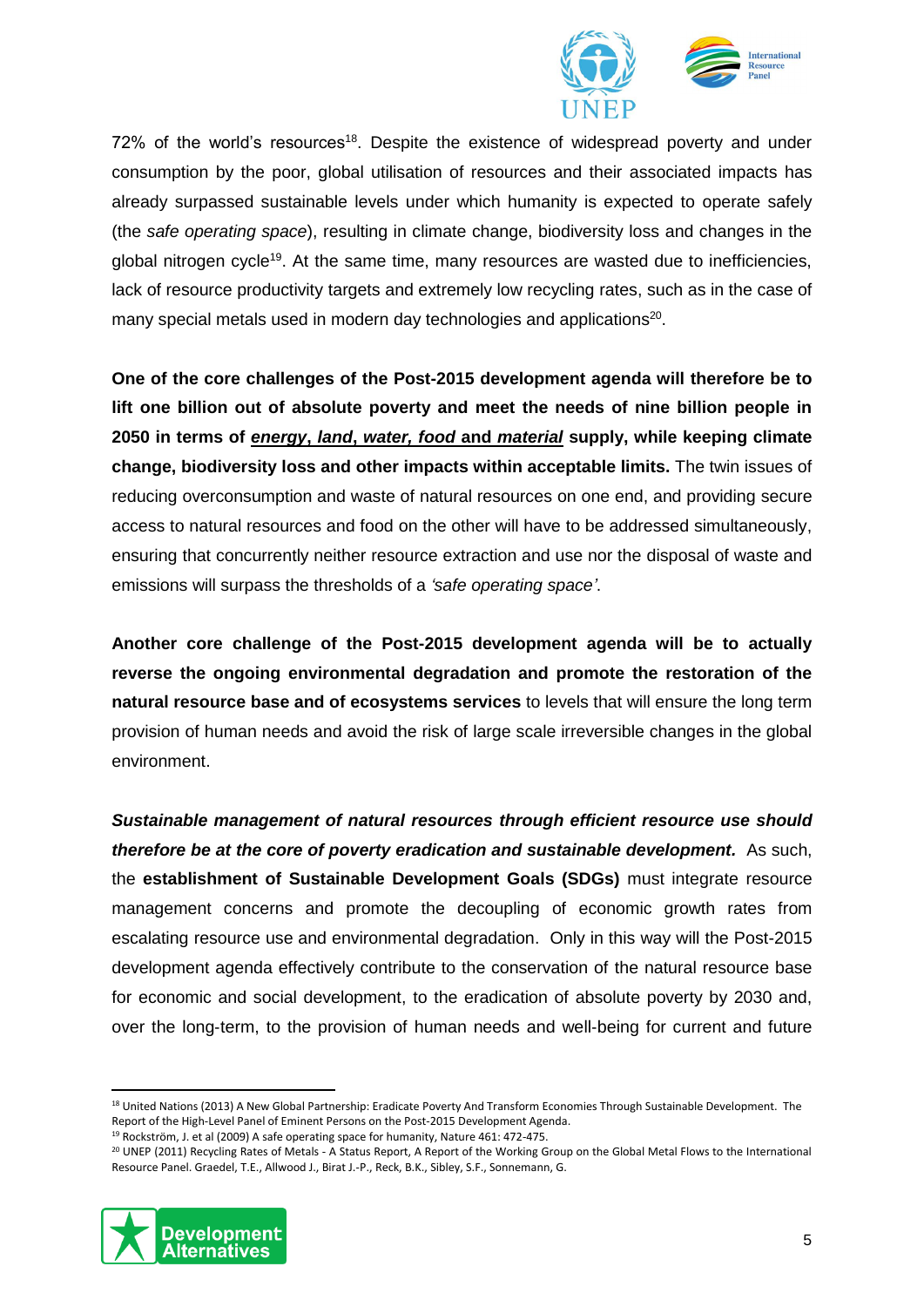72% of the world's resources[18]. Despite the existence of widespread poverty and under consumption by the poor, global utilisation of resources and their associated impacts has already surpassed sustainable levels under which humanity is expected to operate safely (the *safe operating space*), resulting in climate change, biodiversity loss and changes in the global nitrogen cycle[19]. At the same time, many resources are wasted due to inefficiencies, lack of resource productivity targets and extremely low recycling rates, such as in the case of many special metals used in modern day technologies and applications[20].

**One of the core challenges of the Post-2015 development agenda will therefore be to lift one billion out of absolute poverty and meet the needs of nine billion people in 2050 in terms of *energy*, *land*, *water, food* and *material* supply, while keeping climate change, biodiversity loss and other impacts within acceptable limits.** The twin issues of reducing overconsumption and waste of natural resources on one end, and providing secure access to natural resources and food on the other will have to be addressed simultaneously, ensuring that concurrently neither resource extraction and use nor the disposal of waste and emissions will surpass the thresholds of a *'safe operating space'*.

**Another core challenge of the Post-2015 development agenda will be to actually reverse the ongoing environmental degradation and promote the restoration of the natural resource base and of ecosystems services** to levels that will ensure the long term provision of human needs and avoid the risk of large scale irreversible changes in the global environment.

***Sustainable management of natural resources through efficient resource use should therefore be at the core of poverty eradication and sustainable development.*** As such, the **establishment of Sustainable Development Goals (SDGs)** must integrate resource management concerns and promote the decoupling of economic growth rates from escalating resource use and environmental degradation. Only in this way will the Post-2015 development agenda effectively contribute to the conservation of the natural resource base for economic and social development, to the eradication of absolute poverty by 2030 and, over the long-term, to the provision of human needs and well-being for current and future

---

[18] United Nations (2013) A New Global Partnership: Eradicate Poverty And Transform Economies Through Sustainable Development. The Report of the High-Level Panel of Eminent Persons on the Post-2015 Development Agenda.

[19] Rockström, J. et al (2009) A safe operating space for humanity, Nature 461: 472-475.

[20] UNEP (2011) Recycling Rates of Metals - A Status Report, A Report of the Working Group on the Global Metal Flows to the International Resource Panel. Graedel, T.E., Allwood J., Birat J.-P., Reck, B.K., Sibley, S.F., Sonnemann, G.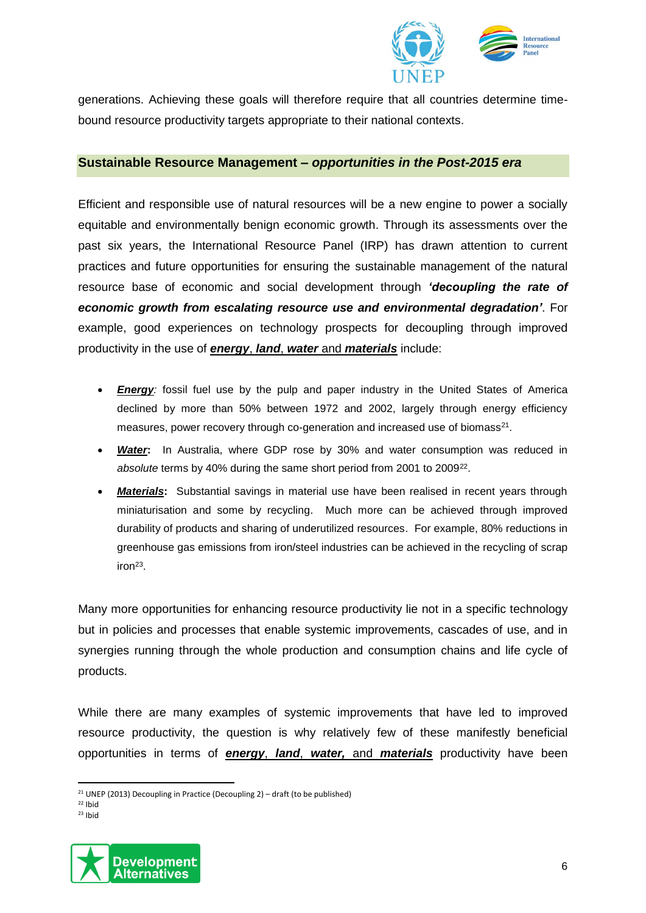generations. Achieving these goals will therefore require that all countries determine time-bound resource productivity targets appropriate to their national contexts.

## Sustainable Resource Management – *opportunities in the Post-2015 era*

Efficient and responsible use of natural resources will be a new engine to power a socially equitable and environmentally benign economic growth. Through its assessments over the past six years, the International Resource Panel (IRP) has drawn attention to current practices and future opportunities for ensuring the sustainable management of the natural resource base of economic and social development through ***'decoupling the rate of economic growth from escalating resource use and environmental degradation'***. For example, good experiences on technology prospects for decoupling through improved productivity in the use of ***energy***, ***land***, ***water*** and ***materials*** include:

- ***Energy****:* fossil fuel use by the pulp and paper industry in the United States of America declined by more than 50% between 1972 and 2002, largely through energy efficiency measures, power recovery through co-generation and increased use of biomass[21].
- ***Water*****:** In Australia, where GDP rose by 30% and water consumption was reduced in *absolute* terms by 40% during the same short period from 2001 to 2009[22].
- ***Materials*****:** Substantial savings in material use have been realised in recent years through miniaturisation and some by recycling. Much more can be achieved through improved durability of products and sharing of underutilized resources. For example, 80% reductions in greenhouse gas emissions from iron/steel industries can be achieved in the recycling of scrap iron[23].

Many more opportunities for enhancing resource productivity lie not in a specific technology but in policies and processes that enable systemic improvements, cascades of use, and in synergies running through the whole production and consumption chains and life cycle of products.

While there are many examples of systemic improvements that have led to improved resource productivity, the question is why relatively few of these manifestly beneficial opportunities in terms of ***energy***, ***land***, ***water,*** and ***materials*** productivity have been

[21] UNEP (2013) Decoupling in Practice (Decoupling 2) – draft (to be published)
[22] Ibid
[23] Ibid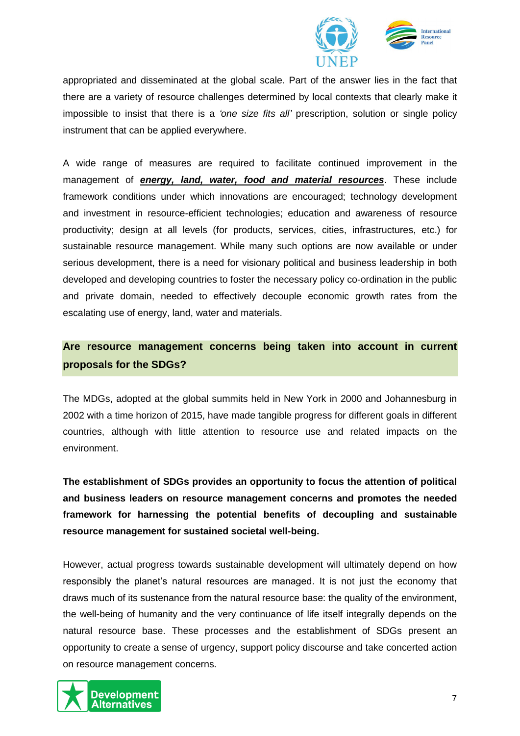appropriated and disseminated at the global scale. Part of the answer lies in the fact that there are a variety of resource challenges determined by local contexts that clearly make it impossible to insist that there is a *'one size fits all'* prescription, solution or single policy instrument that can be applied everywhere.

A wide range of measures are required to facilitate continued improvement in the management of ***energy, land, water, food and material resources***. These include framework conditions under which innovations are encouraged; technology development and investment in resource-efficient technologies; education and awareness of resource productivity; design at all levels (for products, services, cities, infrastructures, etc.) for sustainable resource management. While many such options are now available or under serious development, there is a need for visionary political and business leadership in both developed and developing countries to foster the necessary policy co-ordination in the public and private domain, needed to effectively decouple economic growth rates from the escalating use of energy, land, water and materials.

### Are resource management concerns being taken into account in current proposals for the SDGs?

The MDGs, adopted at the global summits held in New York in 2000 and Johannesburg in 2002 with a time horizon of 2015, have made tangible progress for different goals in different countries, although with little attention to resource use and related impacts on the environment.

**The establishment of SDGs provides an opportunity to focus the attention of political and business leaders on resource management concerns and promotes the needed framework for harnessing the potential benefits of decoupling and sustainable resource management for sustained societal well-being.**

However, actual progress towards sustainable development will ultimately depend on how responsibly the planet's natural resources are managed. It is not just the economy that draws much of its sustenance from the natural resource base: the quality of the environment, the well-being of humanity and the very continuance of life itself integrally depends on the natural resource base. These processes and the establishment of SDGs present an opportunity to create a sense of urgency, support policy discourse and take concerted action on resource management concerns.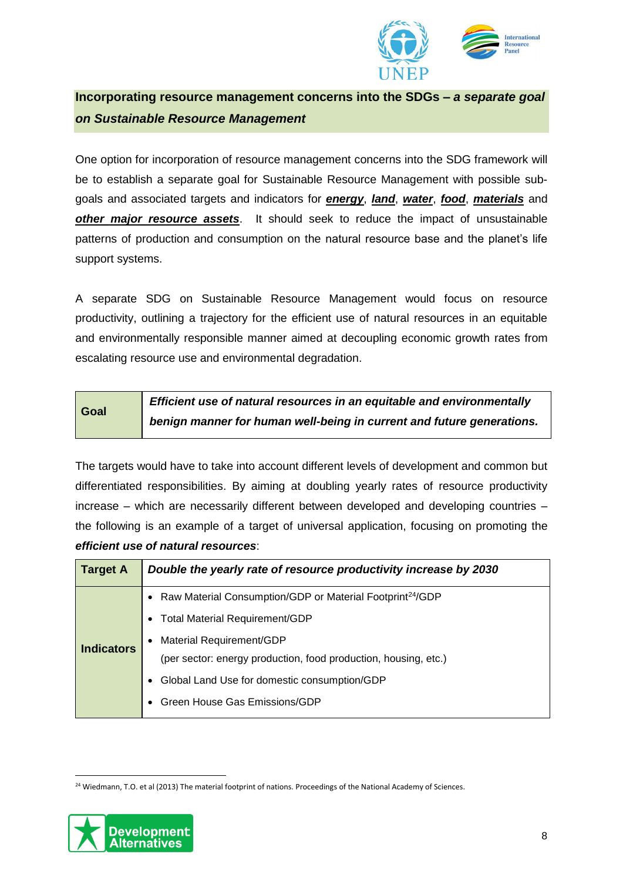## Incorporating resource management concerns into the SDGs – *a separate goal on Sustainable Resource Management*

One option for incorporation of resource management concerns into the SDG framework will be to establish a separate goal for Sustainable Resource Management with possible sub-goals and associated targets and indicators for ***energy***, ***land***, ***water***, ***food***, ***materials*** and ***other major resource assets***. It should seek to reduce the impact of unsustainable patterns of production and consumption on the natural resource base and the planet's life support systems.

A separate SDG on Sustainable Resource Management would focus on resource productivity, outlining a trajectory for the efficient use of natural resources in an equitable and environmentally responsible manner aimed at decoupling economic growth rates from escalating resource use and environmental degradation.

| **Goal** | ***Efficient use of natural resources in an equitable and environmentally benign manner for human well-being in current and future generations.*** |
|---|---|

The targets would have to take into account different levels of development and common but differentiated responsibilities. By aiming at doubling yearly rates of resource productivity increase – which are necessarily different between developed and developing countries – the following is an example of a target of universal application, focusing on promoting the ***efficient use of natural resources***:

| **Target A** | ***Double the yearly rate of resource productivity increase by 2030*** |
|---|---|
| **Indicators** | • Raw Material Consumption/GDP or Material Footprint[24]/GDP<br>• Total Material Requirement/GDP<br>• Material Requirement/GDP (per sector: energy production, food production, housing, etc.)<br>• Global Land Use for domestic consumption/GDP<br>• Green House Gas Emissions/GDP |

[24] Wiedmann, T.O. et al (2013) The material footprint of nations. Proceedings of the National Academy of Sciences.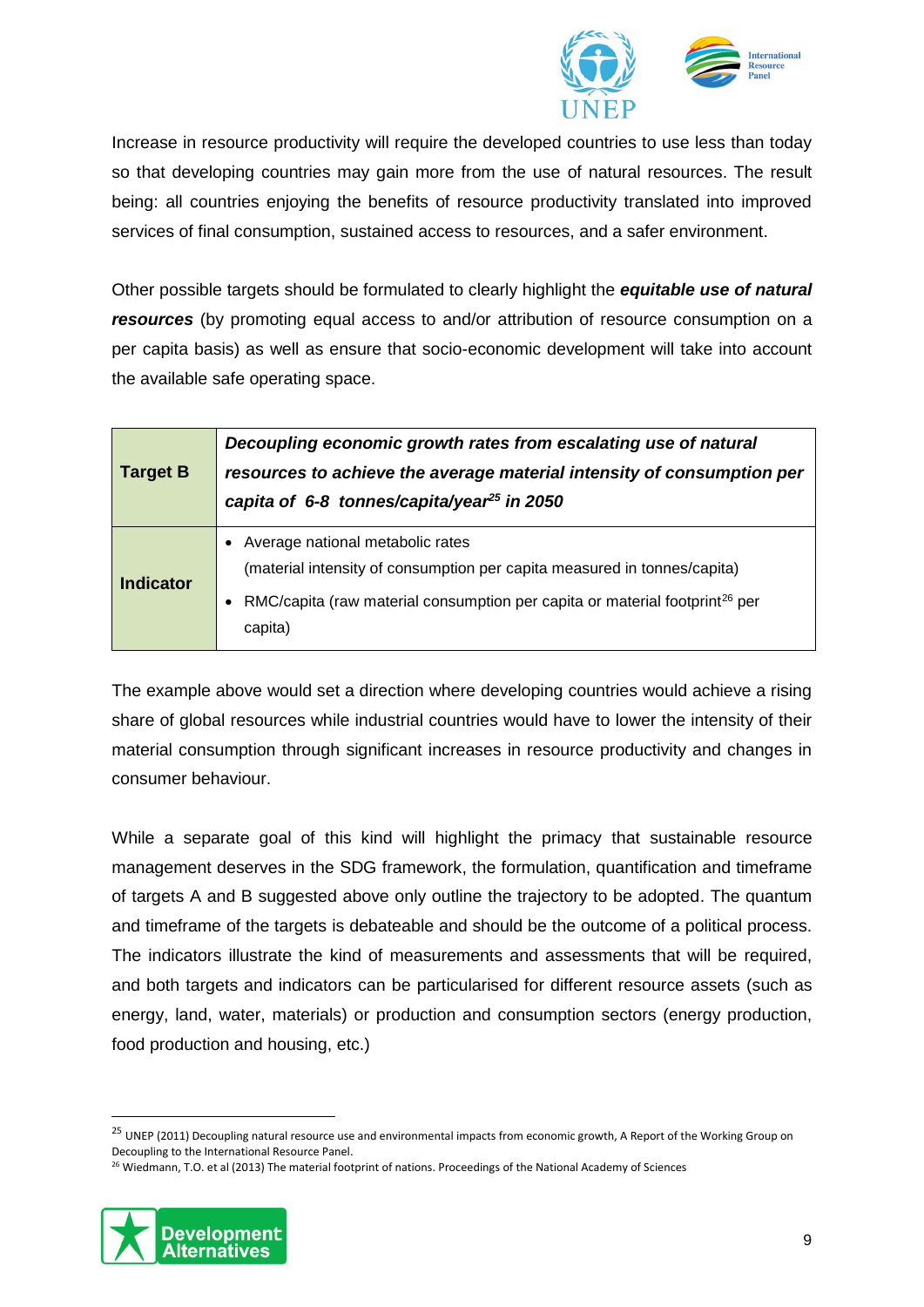Increase in resource productivity will require the developed countries to use less than today so that developing countries may gain more from the use of natural resources. The result being: all countries enjoying the benefits of resource productivity translated into improved services of final consumption, sustained access to resources, and a safer environment.

Other possible targets should be formulated to clearly highlight the ***equitable use of natural resources*** (by promoting equal access to and/or attribution of resource consumption on a per capita basis) as well as ensure that socio-economic development will take into account the available safe operating space.

| **Target B** | ***Decoupling economic growth rates from escalating use of natural resources to achieve the average material intensity of consumption per capita of 6-8 tonnes/capita/year[25] in 2050*** |
|---|---|
| **Indicator** | • Average national metabolic rates (material intensity of consumption per capita measured in tonnes/capita)<br>• RMC/capita (raw material consumption per capita or material footprint[26] per capita) |

The example above would set a direction where developing countries would achieve a rising share of global resources while industrial countries would have to lower the intensity of their material consumption through significant increases in resource productivity and changes in consumer behaviour.

While a separate goal of this kind will highlight the primacy that sustainable resource management deserves in the SDG framework, the formulation, quantification and timeframe of targets A and B suggested above only outline the trajectory to be adopted. The quantum and timeframe of the targets is debateable and should be the outcome of a political process. The indicators illustrate the kind of measurements and assessments that will be required, and both targets and indicators can be particularised for different resource assets (such as energy, land, water, materials) or production and consumption sectors (energy production, food production and housing, etc.)

[25] UNEP (2011) Decoupling natural resource use and environmental impacts from economic growth, A Report of the Working Group on Decoupling to the International Resource Panel.

[26] Wiedmann, T.O. et al (2013) The material footprint of nations. Proceedings of the National Academy of Sciences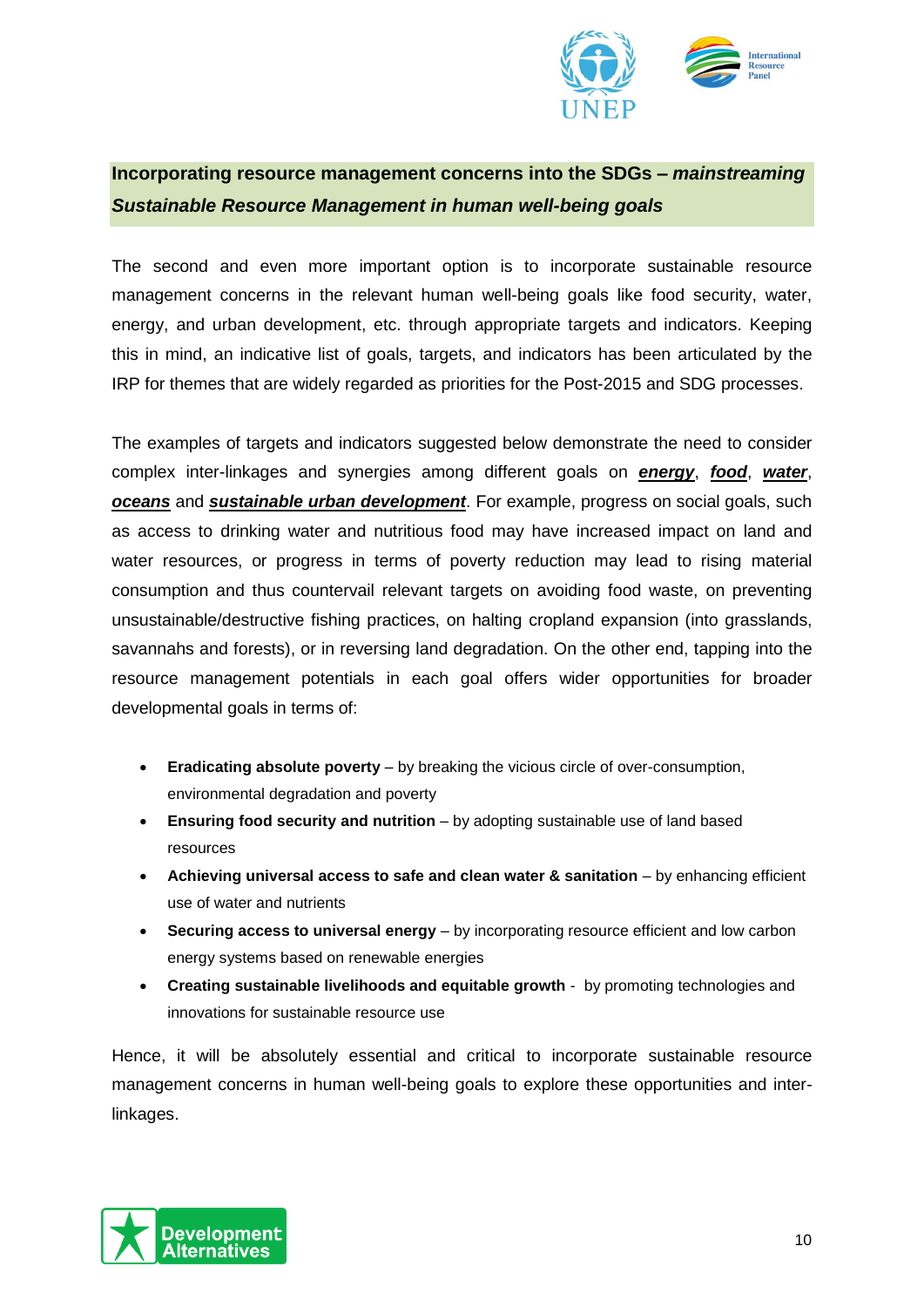## **Incorporating resource management concerns into the SDGs – *mainstreaming Sustainable Resource Management in human well-being goals***

The second and even more important option is to incorporate sustainable resource management concerns in the relevant human well-being goals like food security, water, energy, and urban development, etc. through appropriate targets and indicators. Keeping this in mind, an indicative list of goals, targets, and indicators has been articulated by the IRP for themes that are widely regarded as priorities for the Post-2015 and SDG processes.

The examples of targets and indicators suggested below demonstrate the need to consider complex inter-linkages and synergies among different goals on ***energy***, ***food***, ***water***, ***oceans*** and ***sustainable urban development***. For example, progress on social goals, such as access to drinking water and nutritious food may have increased impact on land and water resources, or progress in terms of poverty reduction may lead to rising material consumption and thus countervail relevant targets on avoiding food waste, on preventing unsustainable/destructive fishing practices, on halting cropland expansion (into grasslands, savannahs and forests), or in reversing land degradation. On the other end, tapping into the resource management potentials in each goal offers wider opportunities for broader developmental goals in terms of:

- **Eradicating absolute poverty** – by breaking the vicious circle of over-consumption, environmental degradation and poverty
- **Ensuring food security and nutrition** – by adopting sustainable use of land based resources
- **Achieving universal access to safe and clean water & sanitation** – by enhancing efficient use of water and nutrients
- **Securing access to universal energy** – by incorporating resource efficient and low carbon energy systems based on renewable energies
- **Creating sustainable livelihoods and equitable growth** - by promoting technologies and innovations for sustainable resource use

Hence, it will be absolutely essential and critical to incorporate sustainable resource management concerns in human well-being goals to explore these opportunities and inter-linkages.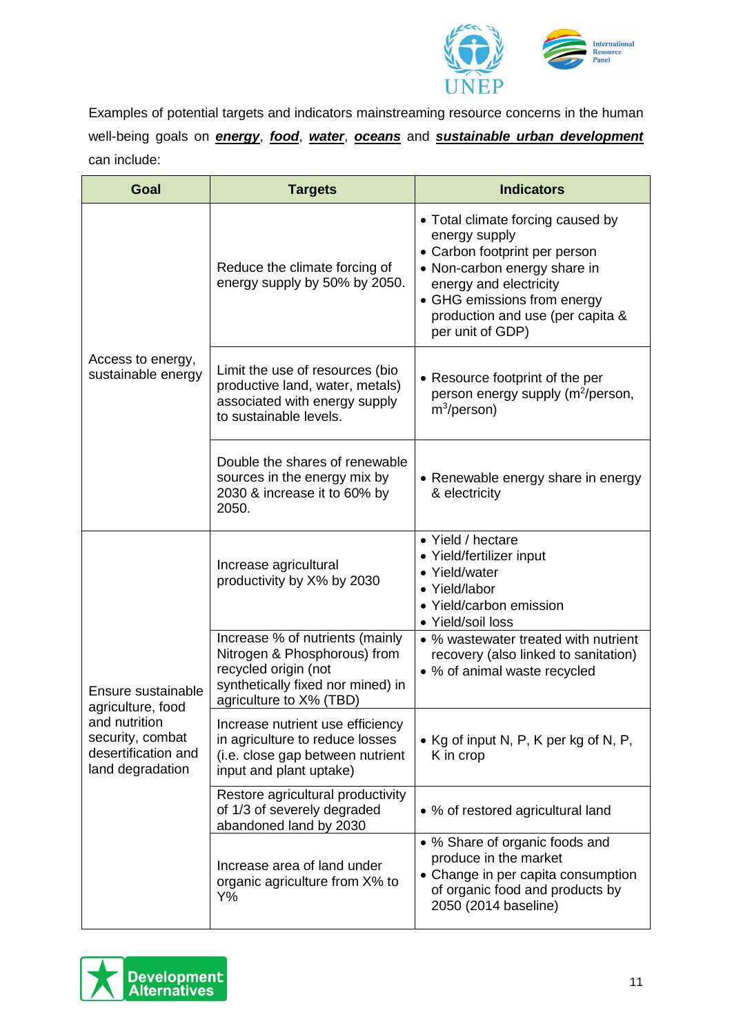Examples of potential targets and indicators mainstreaming resource concerns in the human well-being goals on ***energy***, ***food***, ***water***, ***oceans*** and ***sustainable urban development*** can include:

| Goal | Targets | Indicators |
|---|---|---|
| Access to energy, sustainable energy | Reduce the climate forcing of energy supply by 50% by 2050. | • Total climate forcing caused by energy supply<br>• Carbon footprint per person<br>• Non-carbon energy share in energy and electricity<br>• GHG emissions from energy production and use (per capita & per unit of GDP) |
| | Limit the use of resources (bio productive land, water, metals) associated with energy supply to sustainable levels. | • Resource footprint of the per person energy supply ($m^2$/person, $m^3$/person) |
| | Double the shares of renewable sources in the energy mix by 2030 & increase it to 60% by 2050. | • Renewable energy share in energy & electricity |
| Ensure sustainable agriculture, food and nutrition security, combat desertification and land degradation | Increase agricultural productivity by X% by 2030 | • Yield / hectare<br>• Yield/fertilizer input<br>• Yield/water<br>• Yield/labor<br>• Yield/carbon emission<br>• Yield/soil loss |
| | Increase % of nutrients (mainly Nitrogen & Phosphorous) from recycled origin (not synthetically fixed nor mined) in agriculture to X% (TBD) | • % wastewater treated with nutrient recovery (also linked to sanitation)<br>• % of animal waste recycled |
| | Increase nutrient use efficiency in agriculture to reduce losses (i.e. close gap between nutrient input and plant uptake) | • Kg of input N, P, K per kg of N, P, K in crop |
| | Restore agricultural productivity of 1/3 of severely degraded abandoned land by 2030 | • % of restored agricultural land |
| | Increase area of land under organic agriculture from X% to Y% | • % Share of organic foods and produce in the market<br>• Change in per capita consumption of organic food and products by 2050 (2014 baseline) |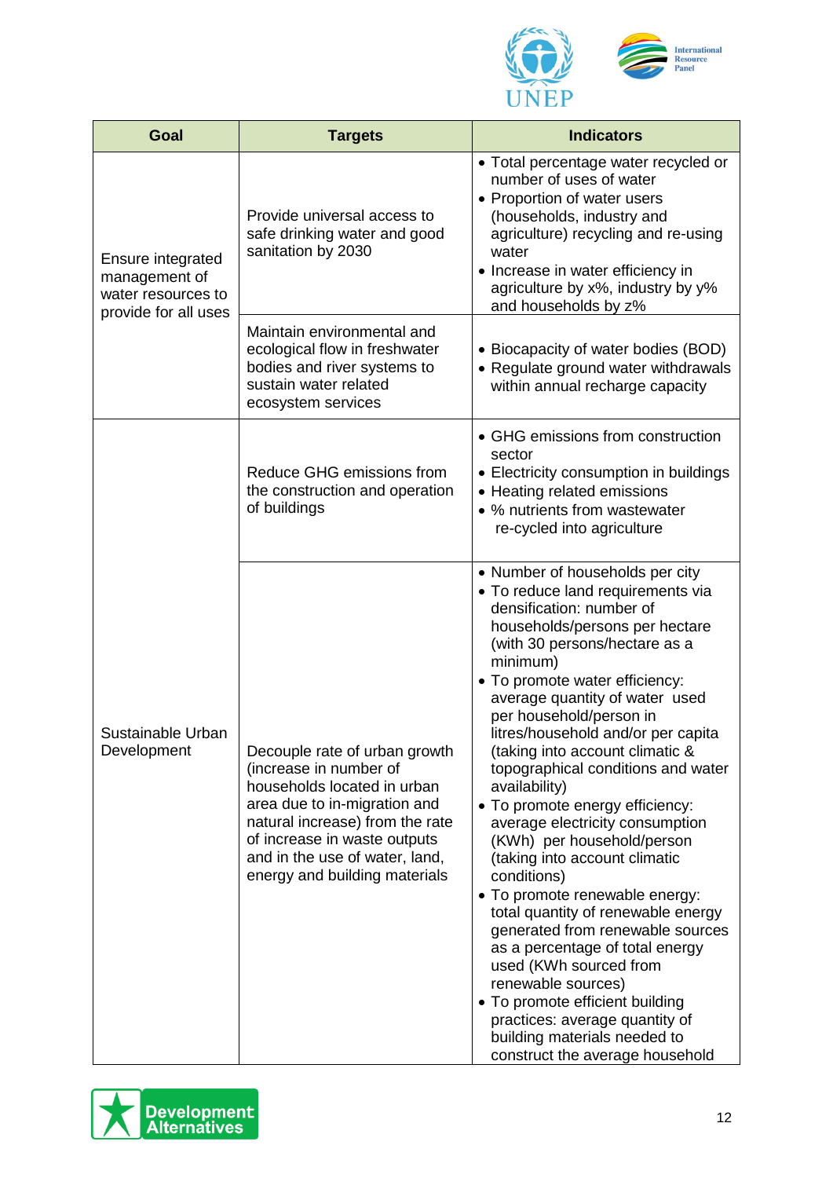| Goal | Targets | Indicators |
|---|---|---|
| Ensure integrated management of water resources to provide for all uses | Provide universal access to safe drinking water and good sanitation by 2030 | • Total percentage water recycled or number of uses of water<br>• Proportion of water users (households, industry and agriculture) recycling and re-using water<br>• Increase in water efficiency in agriculture by x%, industry by y% and households by z% |
| | Maintain environmental and ecological flow in freshwater bodies and river systems to sustain water related ecosystem services | • Biocapacity of water bodies (BOD)<br>• Regulate ground water withdrawals within annual recharge capacity |
| Sustainable Urban Development | Reduce GHG emissions from the construction and operation of buildings | • GHG emissions from construction sector<br>• Electricity consumption in buildings<br>• Heating related emissions<br>• % nutrients from wastewater re-cycled into agriculture |
| | Decouple rate of urban growth (increase in number of households located in urban area due to in-migration and natural increase) from the rate of increase in waste outputs and in the use of water, land, energy and building materials | • Number of households per city<br>• To reduce land requirements via densification: number of households/persons per hectare (with 30 persons/hectare as a minimum)<br>• To promote water efficiency: average quantity of water used per household/person in litres/household and/or per capita (taking into account climatic & topographical conditions and water availability)<br>• To promote energy efficiency: average electricity consumption (KWh) per household/person (taking into account climatic conditions)<br>• To promote renewable energy: total quantity of renewable energy generated from renewable sources as a percentage of total energy used (KWh sourced from renewable sources)<br>• To promote efficient building practices: average quantity of building materials needed to construct the average household |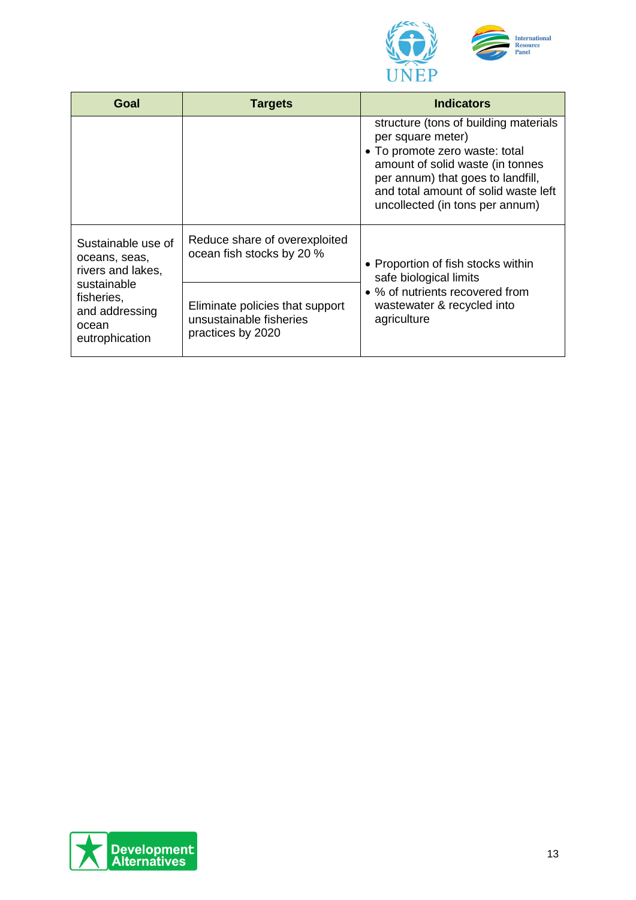| Goal | Targets | Indicators |
|---|---|---|
| | | structure (tons of building materials per square meter)<br>• To promote zero waste: total amount of solid waste (in tonnes per annum) that goes to landfill, and total amount of solid waste left uncollected (in tons per annum) |
| Sustainable use of oceans, seas, rivers and lakes, sustainable fisheries, and addressing ocean eutrophication | Reduce share of overexploited ocean fish stocks by 20 % | • Proportion of fish stocks within safe biological limits<br>• % of nutrients recovered from wastewater & recycled into agriculture |
| | Eliminate policies that support unsustainable fisheries practices by 2020 | |